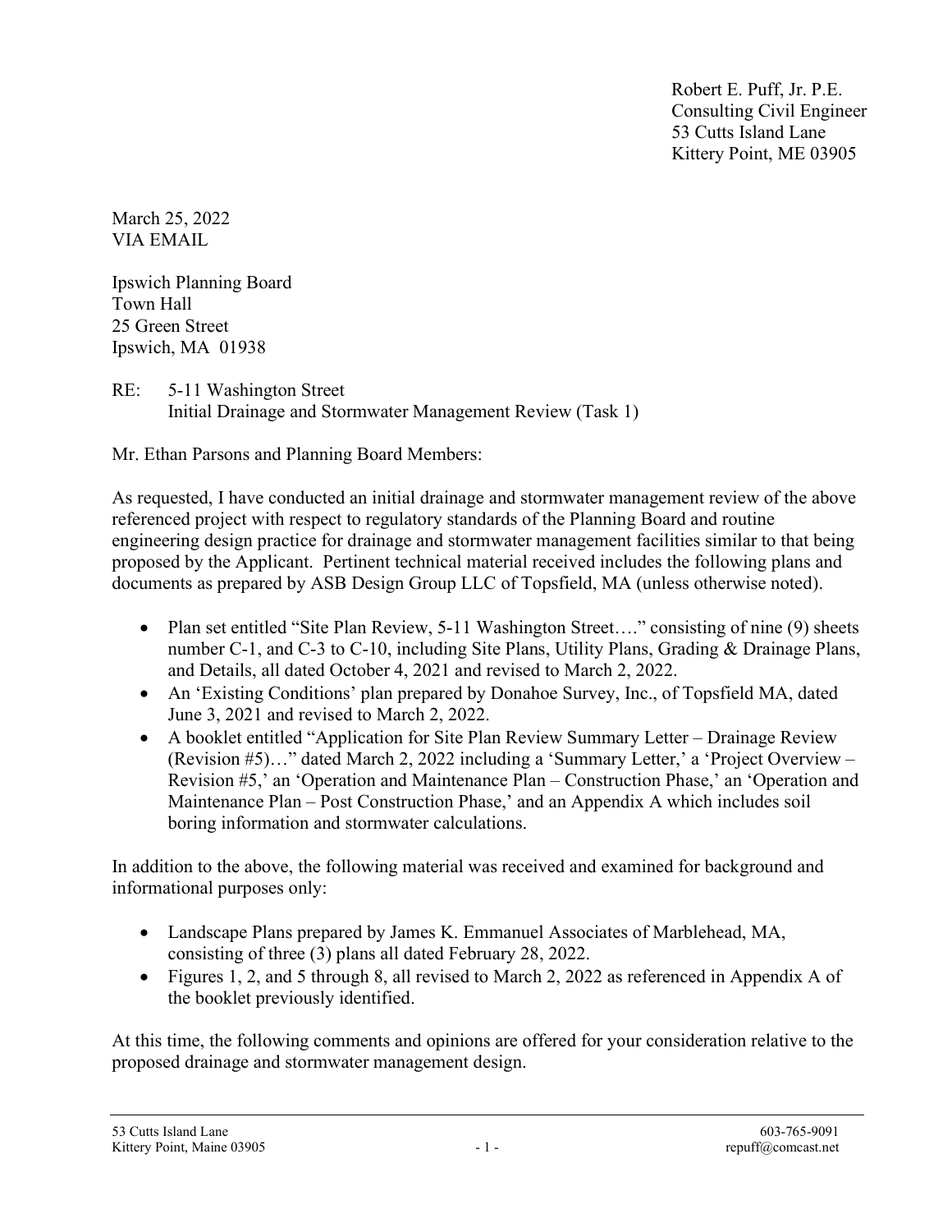Robert E. Puff, Jr. P.E.
Consulting Civil Engineer
53 Cutts Island Lane
Kittery Point, ME 03905

March 25, 2022
VIA EMAIL

Ipswich Planning Board
Town Hall
25 Green Street
Ipswich, MA 01938

RE: 5-11 Washington Street
Initial Drainage and Stormwater Management Review (Task 1)

Mr. Ethan Parsons and Planning Board Members:

As requested, I have conducted an initial drainage and stormwater management review of the above referenced project with respect to regulatory standards of the Planning Board and routine engineering design practice for drainage and stormwater management facilities similar to that being proposed by the Applicant. Pertinent technical material received includes the following plans and documents as prepared by ASB Design Group LLC of Topsfield, MA (unless otherwise noted).

- Plan set entitled "Site Plan Review, 5-11 Washington Street…." consisting of nine (9) sheets number C-1, and C-3 to C-10, including Site Plans, Utility Plans, Grading & Drainage Plans, and Details, all dated October 4, 2021 and revised to March 2, 2022.
- An 'Existing Conditions' plan prepared by Donahoe Survey, Inc., of Topsfield MA, dated June 3, 2021 and revised to March 2, 2022.
- A booklet entitled "Application for Site Plan Review Summary Letter – Drainage Review (Revision #5)…" dated March 2, 2022 including a 'Summary Letter,' a 'Project Overview – Revision #5,' an 'Operation and Maintenance Plan – Construction Phase,' an 'Operation and Maintenance Plan – Post Construction Phase,' and an Appendix A which includes soil boring information and stormwater calculations.

In addition to the above, the following material was received and examined for background and informational purposes only:

- Landscape Plans prepared by James K. Emmanuel Associates of Marblehead, MA, consisting of three (3) plans all dated February 28, 2022.
- Figures 1, 2, and 5 through 8, all revised to March 2, 2022 as referenced in Appendix A of the booklet previously identified.

At this time, the following comments and opinions are offered for your consideration relative to the proposed drainage and stormwater management design.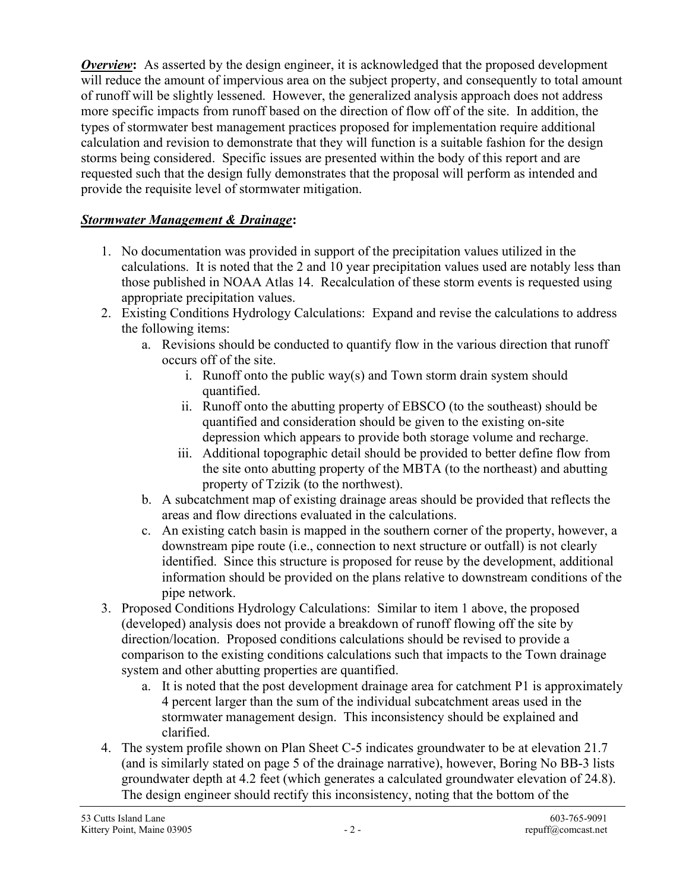***Overview*****:** As asserted by the design engineer, it is acknowledged that the proposed development will reduce the amount of impervious area on the subject property, and consequently to total amount of runoff will be slightly lessened. However, the generalized analysis approach does not address more specific impacts from runoff based on the direction of flow off of the site. In addition, the types of stormwater best management practices proposed for implementation require additional calculation and revision to demonstrate that they will function is a suitable fashion for the design storms being considered. Specific issues are presented within the body of this report and are requested such that the design fully demonstrates that the proposal will perform as intended and provide the requisite level of stormwater mitigation.

***Stormwater Management & Drainage*****:**

1. No documentation was provided in support of the precipitation values utilized in the calculations. It is noted that the 2 and 10 year precipitation values used are notably less than those published in NOAA Atlas 14. Recalculation of these storm events is requested using appropriate precipitation values.
2. Existing Conditions Hydrology Calculations: Expand and revise the calculations to address the following items:
   a. Revisions should be conducted to quantify flow in the various direction that runoff occurs off of the site.
      i. Runoff onto the public way(s) and Town storm drain system should quantified.
      ii. Runoff onto the abutting property of EBSCO (to the southeast) should be quantified and consideration should be given to the existing on-site depression which appears to provide both storage volume and recharge.
      iii. Additional topographic detail should be provided to better define flow from the site onto abutting property of the MBTA (to the northeast) and abutting property of Tzizik (to the northwest).
   b. A subcatchment map of existing drainage areas should be provided that reflects the areas and flow directions evaluated in the calculations.
   c. An existing catch basin is mapped in the southern corner of the property, however, a downstream pipe route (i.e., connection to next structure or outfall) is not clearly identified. Since this structure is proposed for reuse by the development, additional information should be provided on the plans relative to downstream conditions of the pipe network.
3. Proposed Conditions Hydrology Calculations: Similar to item 1 above, the proposed (developed) analysis does not provide a breakdown of runoff flowing off the site by direction/location. Proposed conditions calculations should be revised to provide a comparison to the existing conditions calculations such that impacts to the Town drainage system and other abutting properties are quantified.
   a. It is noted that the post development drainage area for catchment P1 is approximately 4 percent larger than the sum of the individual subcatchment areas used in the stormwater management design. This inconsistency should be explained and clarified.
4. The system profile shown on Plan Sheet C-5 indicates groundwater to be at elevation 21.7 (and is similarly stated on page 5 of the drainage narrative), however, Boring No BB-3 lists groundwater depth at 4.2 feet (which generates a calculated groundwater elevation of 24.8). The design engineer should rectify this inconsistency, noting that the bottom of the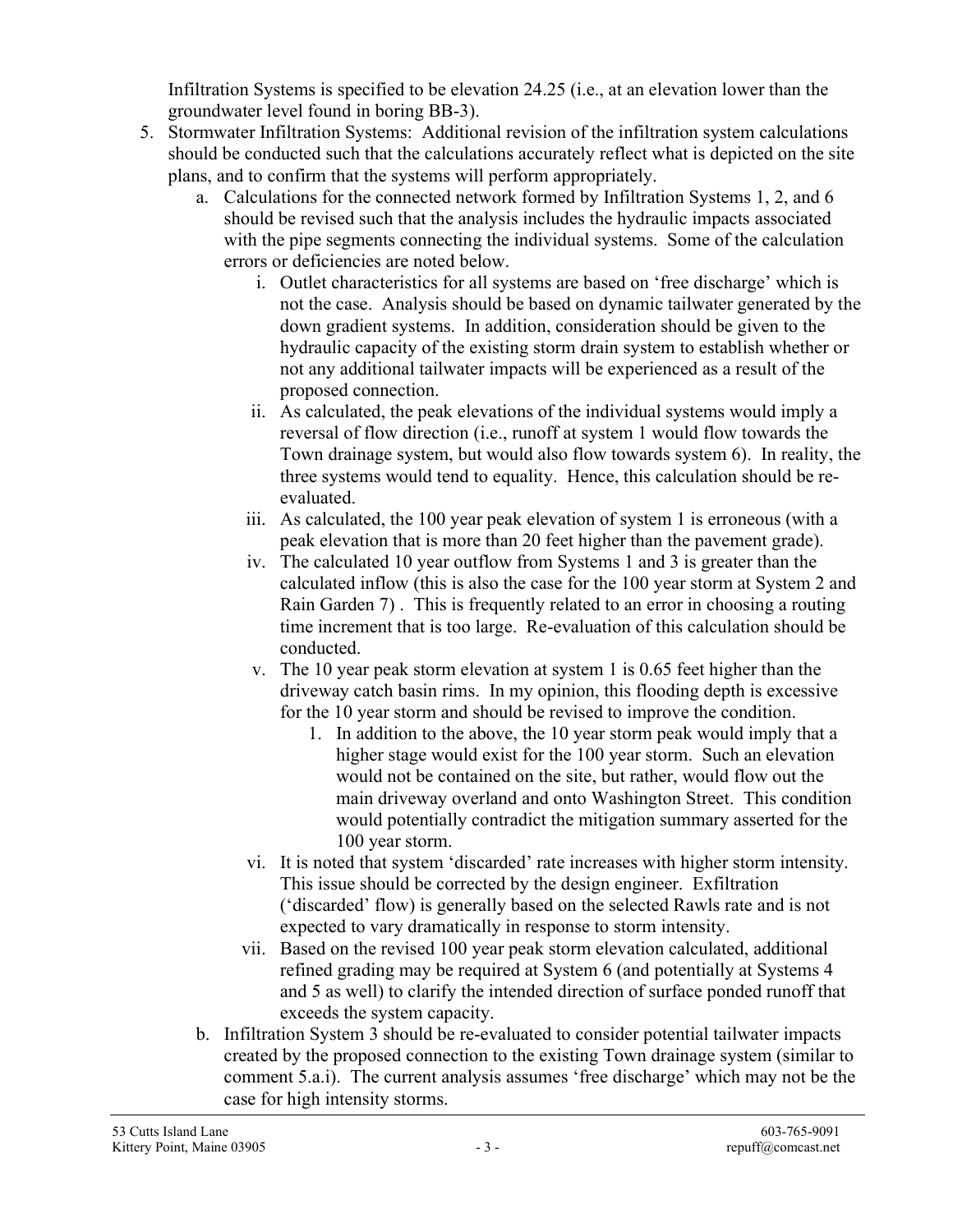Infiltration Systems is specified to be elevation 24.25 (i.e., at an elevation lower than the groundwater level found in boring BB-3).

5. Stormwater Infiltration Systems: Additional revision of the infiltration system calculations should be conducted such that the calculations accurately reflect what is depicted on the site plans, and to confirm that the systems will perform appropriately.
   a. Calculations for the connected network formed by Infiltration Systems 1, 2, and 6 should be revised such that the analysis includes the hydraulic impacts associated with the pipe segments connecting the individual systems. Some of the calculation errors or deficiencies are noted below.
      i. Outlet characteristics for all systems are based on 'free discharge' which is not the case. Analysis should be based on dynamic tailwater generated by the down gradient systems. In addition, consideration should be given to the hydraulic capacity of the existing storm drain system to establish whether or not any additional tailwater impacts will be experienced as a result of the proposed connection.
      ii. As calculated, the peak elevations of the individual systems would imply a reversal of flow direction (i.e., runoff at system 1 would flow towards the Town drainage system, but would also flow towards system 6). In reality, the three systems would tend to equality. Hence, this calculation should be re-evaluated.
      iii. As calculated, the 100 year peak elevation of system 1 is erroneous (with a peak elevation that is more than 20 feet higher than the pavement grade).
      iv. The calculated 10 year outflow from Systems 1 and 3 is greater than the calculated inflow (this is also the case for the 100 year storm at System 2 and Rain Garden 7). This is frequently related to an error in choosing a routing time increment that is too large. Re-evaluation of this calculation should be conducted.
      v. The 10 year peak storm elevation at system 1 is 0.65 feet higher than the driveway catch basin rims. In my opinion, this flooding depth is excessive for the 10 year storm and should be revised to improve the condition.
         1. In addition to the above, the 10 year storm peak would imply that a higher stage would exist for the 100 year storm. Such an elevation would not be contained on the site, but rather, would flow out the main driveway overland and onto Washington Street. This condition would potentially contradict the mitigation summary asserted for the 100 year storm.
      vi. It is noted that system 'discarded' rate increases with higher storm intensity. This issue should be corrected by the design engineer. Exfiltration ('discarded' flow) is generally based on the selected Rawls rate and is not expected to vary dramatically in response to storm intensity.
      vii. Based on the revised 100 year peak storm elevation calculated, additional refined grading may be required at System 6 (and potentially at Systems 4 and 5 as well) to clarify the intended direction of surface ponded runoff that exceeds the system capacity.
   b. Infiltration System 3 should be re-evaluated to consider potential tailwater impacts created by the proposed connection to the existing Town drainage system (similar to comment 5.a.i). The current analysis assumes 'free discharge' which may not be the case for high intensity storms.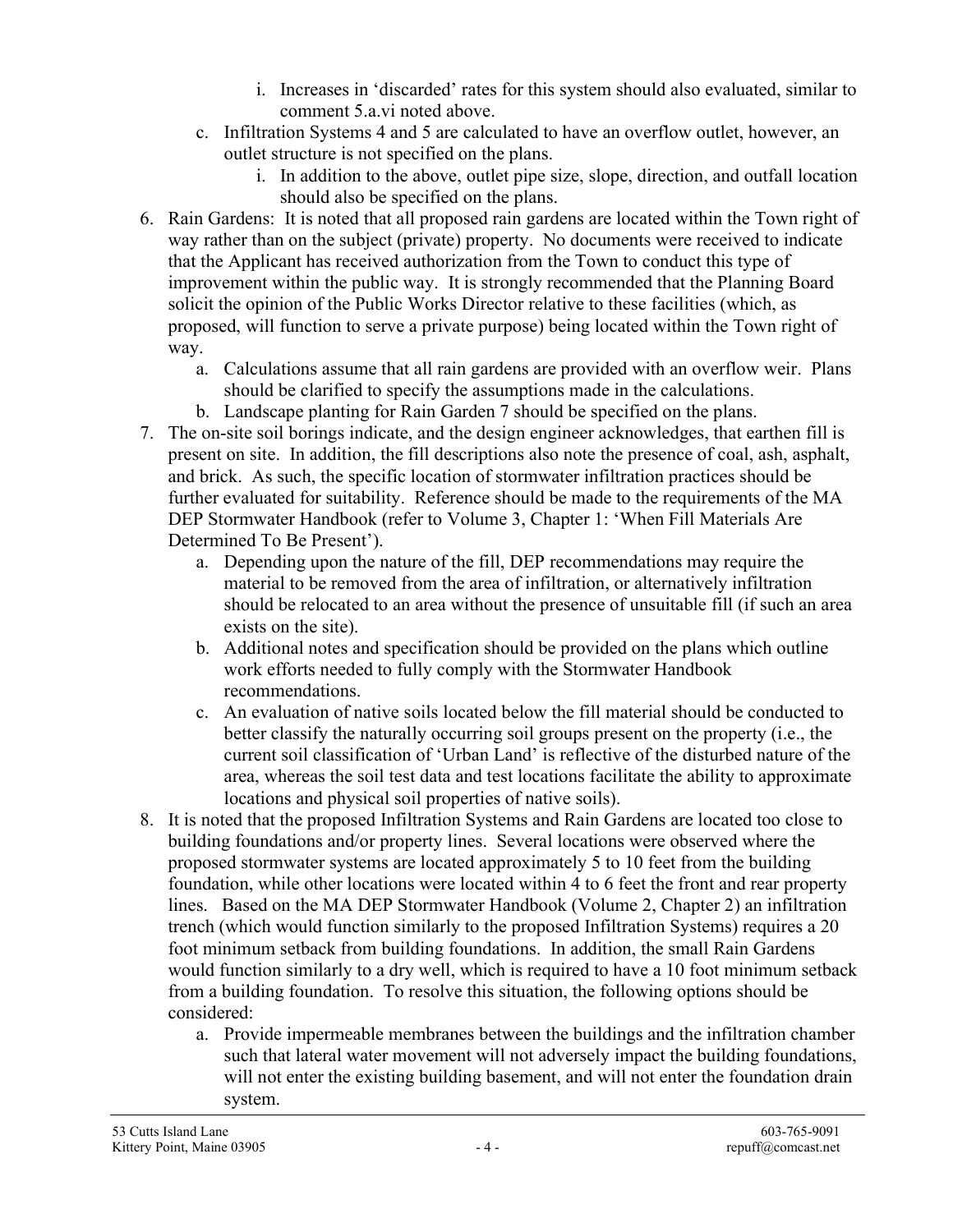i. Increases in 'discarded' rates for this system should also evaluated, similar to comment 5.a.vi noted above.

   c. Infiltration Systems 4 and 5 are calculated to have an overflow outlet, however, an outlet structure is not specified on the plans.
      i. In addition to the above, outlet pipe size, slope, direction, and outfall location should also be specified on the plans.

6. Rain Gardens: It is noted that all proposed rain gardens are located within the Town right of way rather than on the subject (private) property. No documents were received to indicate that the Applicant has received authorization from the Town to conduct this type of improvement within the public way. It is strongly recommended that the Planning Board solicit the opinion of the Public Works Director relative to these facilities (which, as proposed, will function to serve a private purpose) being located within the Town right of way.
   a. Calculations assume that all rain gardens are provided with an overflow weir. Plans should be clarified to specify the assumptions made in the calculations.
   b. Landscape planting for Rain Garden 7 should be specified on the plans.

7. The on-site soil borings indicate, and the design engineer acknowledges, that earthen fill is present on site. In addition, the fill descriptions also note the presence of coal, ash, asphalt, and brick. As such, the specific location of stormwater infiltration practices should be further evaluated for suitability. Reference should be made to the requirements of the MA DEP Stormwater Handbook (refer to Volume 3, Chapter 1: 'When Fill Materials Are Determined To Be Present').
   a. Depending upon the nature of the fill, DEP recommendations may require the material to be removed from the area of infiltration, or alternatively infiltration should be relocated to an area without the presence of unsuitable fill (if such an area exists on the site).
   b. Additional notes and specification should be provided on the plans which outline work efforts needed to fully comply with the Stormwater Handbook recommendations.
   c. An evaluation of native soils located below the fill material should be conducted to better classify the naturally occurring soil groups present on the property (i.e., the current soil classification of 'Urban Land' is reflective of the disturbed nature of the area, whereas the soil test data and test locations facilitate the ability to approximate locations and physical soil properties of native soils).

8. It is noted that the proposed Infiltration Systems and Rain Gardens are located too close to building foundations and/or property lines. Several locations were observed where the proposed stormwater systems are located approximately 5 to 10 feet from the building foundation, while other locations were located within 4 to 6 feet the front and rear property lines. Based on the MA DEP Stormwater Handbook (Volume 2, Chapter 2) an infiltration trench (which would function similarly to the proposed Infiltration Systems) requires a 20 foot minimum setback from building foundations. In addition, the small Rain Gardens would function similarly to a dry well, which is required to have a 10 foot minimum setback from a building foundation. To resolve this situation, the following options should be considered:
   a. Provide impermeable membranes between the buildings and the infiltration chamber such that lateral water movement will not adversely impact the building foundations, will not enter the existing building basement, and will not enter the foundation drain system.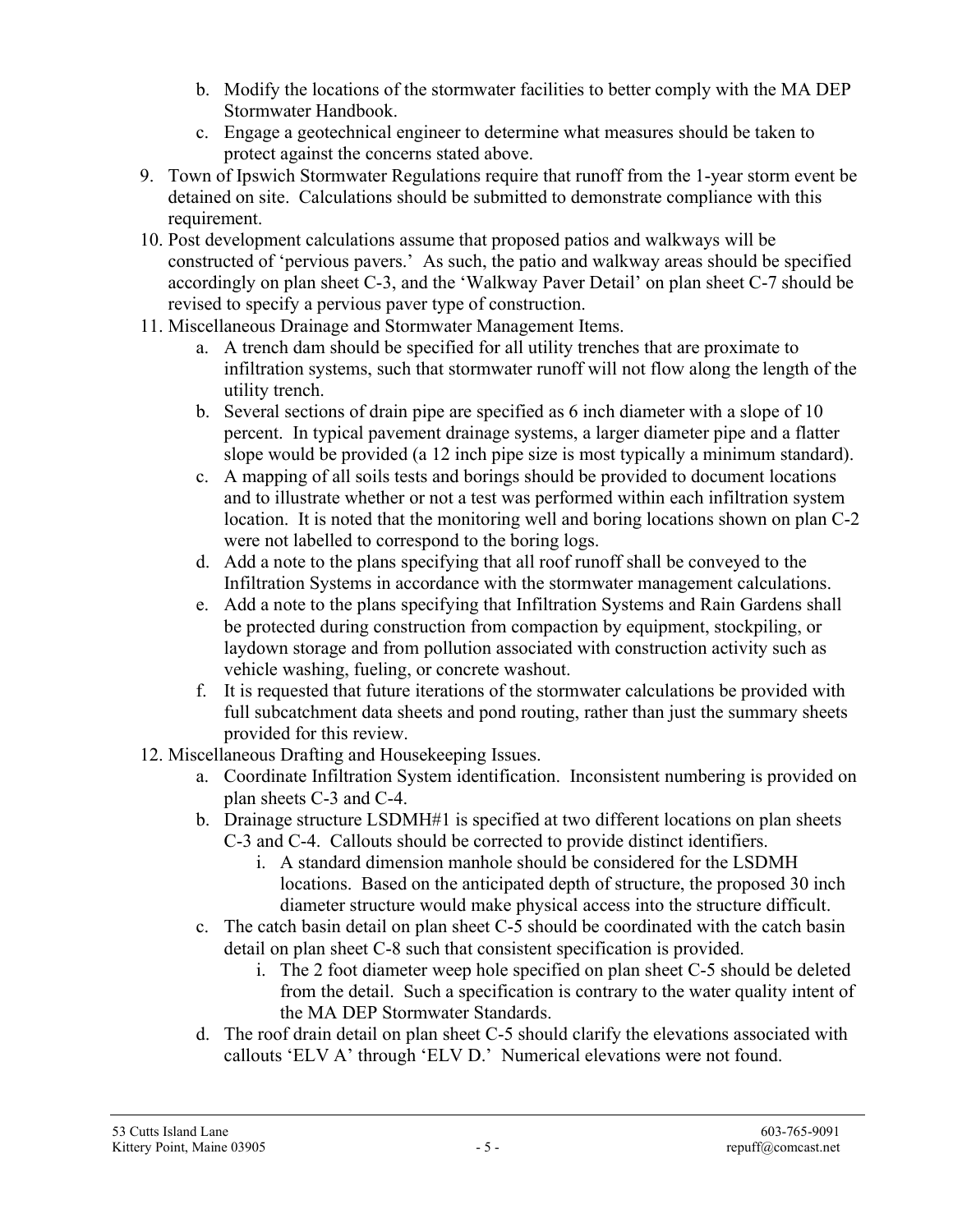b. Modify the locations of the stormwater facilities to better comply with the MA DEP Stormwater Handbook.
   c. Engage a geotechnical engineer to determine what measures should be taken to protect against the concerns stated above.

9. Town of Ipswich Stormwater Regulations require that runoff from the 1-year storm event be detained on site. Calculations should be submitted to demonstrate compliance with this requirement.
10. Post development calculations assume that proposed patios and walkways will be constructed of 'pervious pavers.' As such, the patio and walkway areas should be specified accordingly on plan sheet C-3, and the 'Walkway Paver Detail' on plan sheet C-7 should be revised to specify a pervious paver type of construction.
11. Miscellaneous Drainage and Stormwater Management Items.
    a. A trench dam should be specified for all utility trenches that are proximate to infiltration systems, such that stormwater runoff will not flow along the length of the utility trench.
    b. Several sections of drain pipe are specified as 6 inch diameter with a slope of 10 percent. In typical pavement drainage systems, a larger diameter pipe and a flatter slope would be provided (a 12 inch pipe size is most typically a minimum standard).
    c. A mapping of all soils tests and borings should be provided to document locations and to illustrate whether or not a test was performed within each infiltration system location. It is noted that the monitoring well and boring locations shown on plan C-2 were not labelled to correspond to the boring logs.
    d. Add a note to the plans specifying that all roof runoff shall be conveyed to the Infiltration Systems in accordance with the stormwater management calculations.
    e. Add a note to the plans specifying that Infiltration Systems and Rain Gardens shall be protected during construction from compaction by equipment, stockpiling, or laydown storage and from pollution associated with construction activity such as vehicle washing, fueling, or concrete washout.
    f. It is requested that future iterations of the stormwater calculations be provided with full subcatchment data sheets and pond routing, rather than just the summary sheets provided for this review.
12. Miscellaneous Drafting and Housekeeping Issues.
    a. Coordinate Infiltration System identification. Inconsistent numbering is provided on plan sheets C-3 and C-4.
    b. Drainage structure LSDMH#1 is specified at two different locations on plan sheets C-3 and C-4. Callouts should be corrected to provide distinct identifiers.
       i. A standard dimension manhole should be considered for the LSDMH locations. Based on the anticipated depth of structure, the proposed 30 inch diameter structure would make physical access into the structure difficult.
    c. The catch basin detail on plan sheet C-5 should be coordinated with the catch basin detail on plan sheet C-8 such that consistent specification is provided.
       i. The 2 foot diameter weep hole specified on plan sheet C-5 should be deleted from the detail. Such a specification is contrary to the water quality intent of the MA DEP Stormwater Standards.
    d. The roof drain detail on plan sheet C-5 should clarify the elevations associated with callouts 'ELV A' through 'ELV D.' Numerical elevations were not found.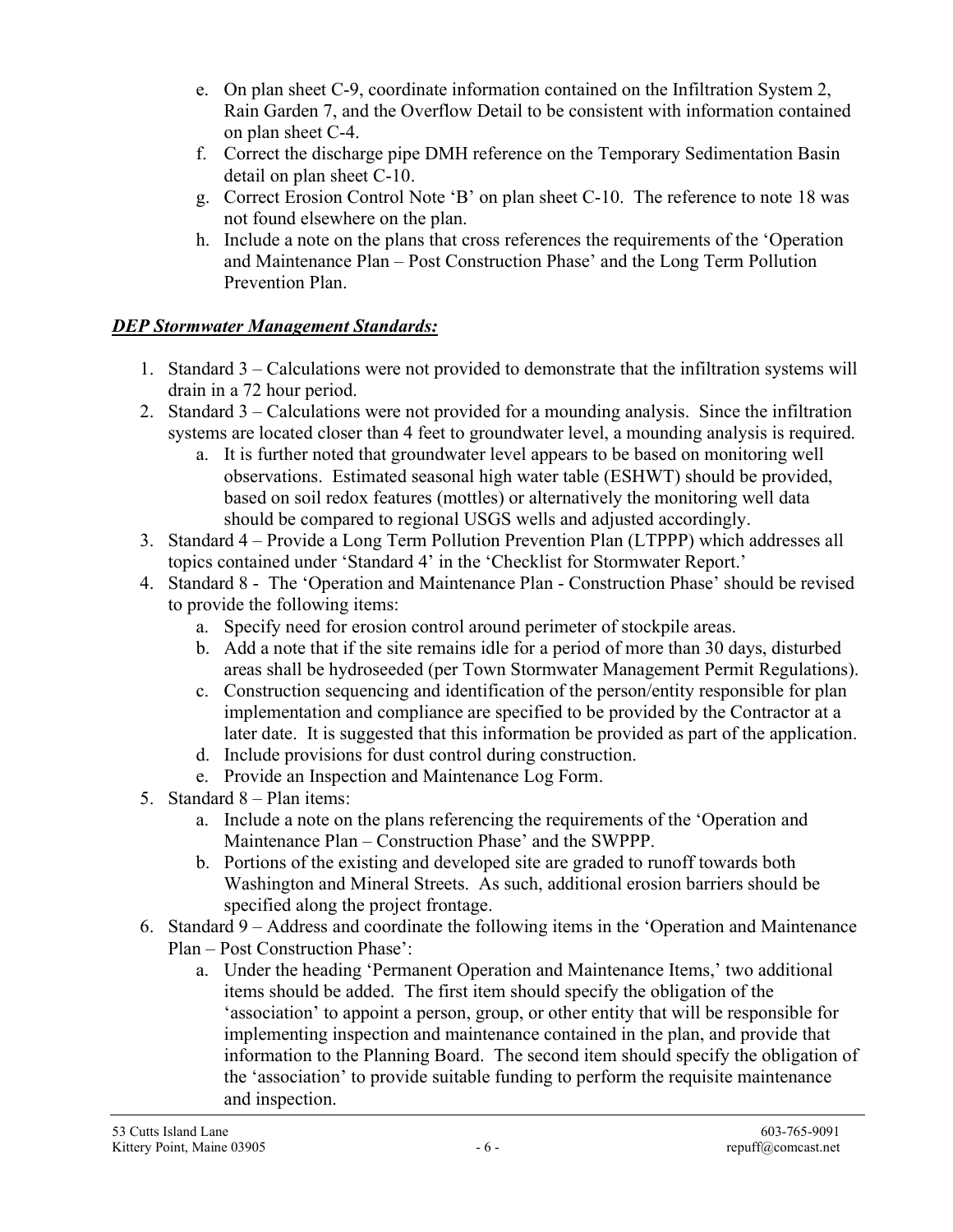e. On plan sheet C-9, coordinate information contained on the Infiltration System 2, Rain Garden 7, and the Overflow Detail to be consistent with information contained on plan sheet C-4.
f. Correct the discharge pipe DMH reference on the Temporary Sedimentation Basin detail on plan sheet C-10.
g. Correct Erosion Control Note 'B' on plan sheet C-10. The reference to note 18 was not found elsewhere on the plan.
h. Include a note on the plans that cross references the requirements of the 'Operation and Maintenance Plan – Post Construction Phase' and the Long Term Pollution Prevention Plan.

***DEP Stormwater Management Standards:***

1. Standard 3 – Calculations were not provided to demonstrate that the infiltration systems will drain in a 72 hour period.
2. Standard 3 – Calculations were not provided for a mounding analysis. Since the infiltration systems are located closer than 4 feet to groundwater level, a mounding analysis is required.
   a. It is further noted that groundwater level appears to be based on monitoring well observations. Estimated seasonal high water table (ESHWT) should be provided, based on soil redox features (mottles) or alternatively the monitoring well data should be compared to regional USGS wells and adjusted accordingly.
3. Standard 4 – Provide a Long Term Pollution Prevention Plan (LTPPP) which addresses all topics contained under 'Standard 4' in the 'Checklist for Stormwater Report.'
4. Standard 8 - The 'Operation and Maintenance Plan - Construction Phase' should be revised to provide the following items:
   a. Specify need for erosion control around perimeter of stockpile areas.
   b. Add a note that if the site remains idle for a period of more than 30 days, disturbed areas shall be hydroseeded (per Town Stormwater Management Permit Regulations).
   c. Construction sequencing and identification of the person/entity responsible for plan implementation and compliance are specified to be provided by the Contractor at a later date. It is suggested that this information be provided as part of the application.
   d. Include provisions for dust control during construction.
   e. Provide an Inspection and Maintenance Log Form.
5. Standard 8 – Plan items:
   a. Include a note on the plans referencing the requirements of the 'Operation and Maintenance Plan – Construction Phase' and the SWPPP.
   b. Portions of the existing and developed site are graded to runoff towards both Washington and Mineral Streets. As such, additional erosion barriers should be specified along the project frontage.
6. Standard 9 – Address and coordinate the following items in the 'Operation and Maintenance Plan – Post Construction Phase':
   a. Under the heading 'Permanent Operation and Maintenance Items,' two additional items should be added. The first item should specify the obligation of the 'association' to appoint a person, group, or other entity that will be responsible for implementing inspection and maintenance contained in the plan, and provide that information to the Planning Board. The second item should specify the obligation of the 'association' to provide suitable funding to perform the requisite maintenance and inspection.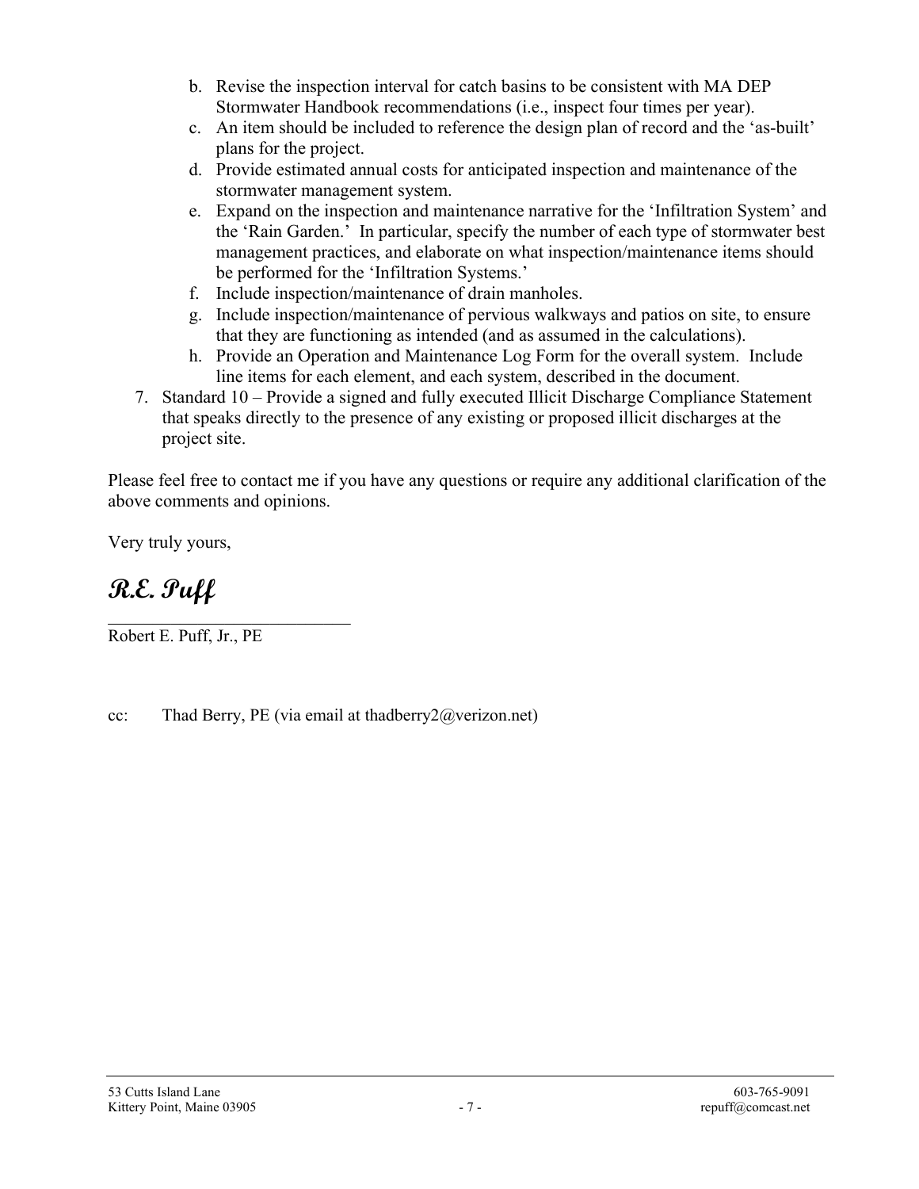b. Revise the inspection interval for catch basins to be consistent with MA DEP Stormwater Handbook recommendations (i.e., inspect four times per year).
c. An item should be included to reference the design plan of record and the 'as-built' plans for the project.
d. Provide estimated annual costs for anticipated inspection and maintenance of the stormwater management system.
e. Expand on the inspection and maintenance narrative for the 'Infiltration System' and the 'Rain Garden.' In particular, specify the number of each type of stormwater best management practices, and elaborate on what inspection/maintenance items should be performed for the 'Infiltration Systems.'
f. Include inspection/maintenance of drain manholes.
g. Include inspection/maintenance of pervious walkways and patios on site, to ensure that they are functioning as intended (and as assumed in the calculations).
h. Provide an Operation and Maintenance Log Form for the overall system. Include line items for each element, and each system, described in the document.

7. Standard 10 – Provide a signed and fully executed Illicit Discharge Compliance Statement that speaks directly to the presence of any existing or proposed illicit discharges at the project site.

Please feel free to contact me if you have any questions or require any additional clarification of the above comments and opinions.

Very truly yours,

*R.E. Puff*

\_\_\_\_\_\_\_\_\_\_\_\_\_\_\_\_\_\_\_\_\_\_\_\_\_\_\_\_

Robert E. Puff, Jr., PE

cc: Thad Berry, PE (via email at thadberry2@verizon.net)

53 Cutts Island Lane
Kittery Point, Maine 03905

603-765-9091
repuff@comcast.net